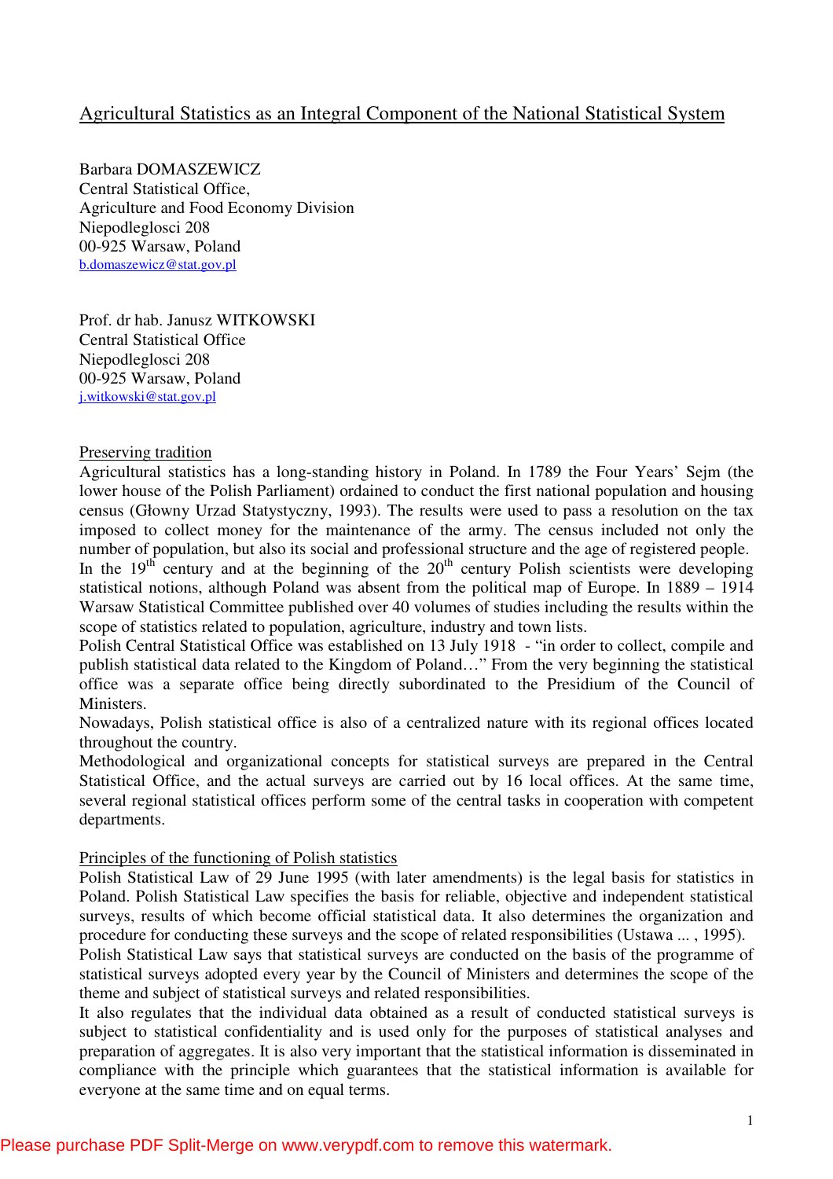# Agricultural Statistics as an Integral Component of the National Statistical System

Barbara DOMASZEWICZ
Central Statistical Office,
Agriculture and Food Economy Division
Niepodleglosci 208
00-925 Warsaw, Poland
b.domaszewicz@stat.gov.pl

Prof. dr hab. Janusz WITKOWSKI
Central Statistical Office
Niepodleglosci 208
00-925 Warsaw, Poland
j.witkowski@stat.gov.pl

## Preserving tradition

Agricultural statistics has a long-standing history in Poland. In 1789 the Four Years' Sejm (the lower house of the Polish Parliament) ordained to conduct the first national population and housing census (Głowny Urzad Statystyczny, 1993). The results were used to pass a resolution on the tax imposed to collect money for the maintenance of the army. The census included not only the number of population, but also its social and professional structure and the age of registered people.
In the 19th century and at the beginning of the 20th century Polish scientists were developing statistical notions, although Poland was absent from the political map of Europe. In 1889 – 1914 Warsaw Statistical Committee published over 40 volumes of studies including the results within the scope of statistics related to population, agriculture, industry and town lists.
Polish Central Statistical Office was established on 13 July 1918 - "in order to collect, compile and publish statistical data related to the Kingdom of Poland…" From the very beginning the statistical office was a separate office being directly subordinated to the Presidium of the Council of Ministers.
Nowadays, Polish statistical office is also of a centralized nature with its regional offices located throughout the country.
Methodological and organizational concepts for statistical surveys are prepared in the Central Statistical Office, and the actual surveys are carried out by 16 local offices. At the same time, several regional statistical offices perform some of the central tasks in cooperation with competent departments.

## Principles of the functioning of Polish statistics

Polish Statistical Law of 29 June 1995 (with later amendments) is the legal basis for statistics in Poland. Polish Statistical Law specifies the basis for reliable, objective and independent statistical surveys, results of which become official statistical data. It also determines the organization and procedure for conducting these surveys and the scope of related responsibilities (Ustawa ... , 1995).
Polish Statistical Law says that statistical surveys are conducted on the basis of the programme of statistical surveys adopted every year by the Council of Ministers and determines the scope of the theme and subject of statistical surveys and related responsibilities.
It also regulates that the individual data obtained as a result of conducted statistical surveys is subject to statistical confidentiality and is used only for the purposes of statistical analyses and preparation of aggregates. It is also very important that the statistical information is disseminated in compliance with the principle which guarantees that the statistical information is available for everyone at the same time and on equal terms.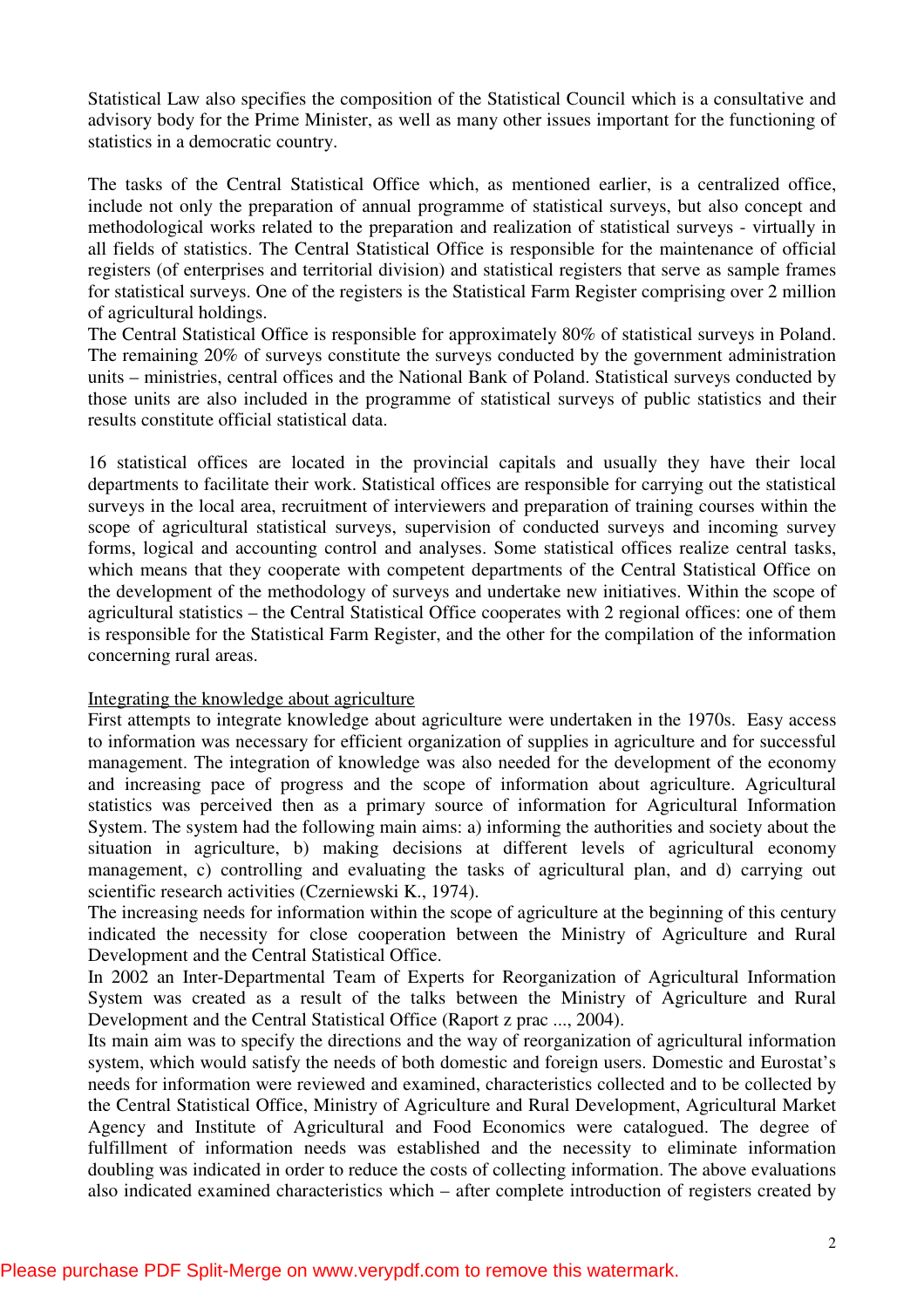Statistical Law also specifies the composition of the Statistical Council which is a consultative and advisory body for the Prime Minister, as well as many other issues important for the functioning of statistics in a democratic country.

The tasks of the Central Statistical Office which, as mentioned earlier, is a centralized office, include not only the preparation of annual programme of statistical surveys, but also concept and methodological works related to the preparation and realization of statistical surveys - virtually in all fields of statistics. The Central Statistical Office is responsible for the maintenance of official registers (of enterprises and territorial division) and statistical registers that serve as sample frames for statistical surveys. One of the registers is the Statistical Farm Register comprising over 2 million of agricultural holdings.

The Central Statistical Office is responsible for approximately 80% of statistical surveys in Poland. The remaining 20% of surveys constitute the surveys conducted by the government administration units – ministries, central offices and the National Bank of Poland. Statistical surveys conducted by those units are also included in the programme of statistical surveys of public statistics and their results constitute official statistical data.

16 statistical offices are located in the provincial capitals and usually they have their local departments to facilitate their work. Statistical offices are responsible for carrying out the statistical surveys in the local area, recruitment of interviewers and preparation of training courses within the scope of agricultural statistical surveys, supervision of conducted surveys and incoming survey forms, logical and accounting control and analyses. Some statistical offices realize central tasks, which means that they cooperate with competent departments of the Central Statistical Office on the development of the methodology of surveys and undertake new initiatives. Within the scope of agricultural statistics – the Central Statistical Office cooperates with 2 regional offices: one of them is responsible for the Statistical Farm Register, and the other for the compilation of the information concerning rural areas.

Integrating the knowledge about agriculture

First attempts to integrate knowledge about agriculture were undertaken in the 1970s. Easy access to information was necessary for efficient organization of supplies in agriculture and for successful management. The integration of knowledge was also needed for the development of the economy and increasing pace of progress and the scope of information about agriculture. Agricultural statistics was perceived then as a primary source of information for Agricultural Information System. The system had the following main aims: a) informing the authorities and society about the situation in agriculture, b) making decisions at different levels of agricultural economy management, c) controlling and evaluating the tasks of agricultural plan, and d) carrying out scientific research activities (Czerniewski K., 1974).

The increasing needs for information within the scope of agriculture at the beginning of this century indicated the necessity for close cooperation between the Ministry of Agriculture and Rural Development and the Central Statistical Office.

In 2002 an Inter-Departmental Team of Experts for Reorganization of Agricultural Information System was created as a result of the talks between the Ministry of Agriculture and Rural Development and the Central Statistical Office (Raport z prac ..., 2004).

Its main aim was to specify the directions and the way of reorganization of agricultural information system, which would satisfy the needs of both domestic and foreign users. Domestic and Eurostat's needs for information were reviewed and examined, characteristics collected and to be collected by the Central Statistical Office, Ministry of Agriculture and Rural Development, Agricultural Market Agency and Institute of Agricultural and Food Economics were catalogued. The degree of fulfillment of information needs was established and the necessity to eliminate information doubling was indicated in order to reduce the costs of collecting information. The above evaluations also indicated examined characteristics which – after complete introduction of registers created by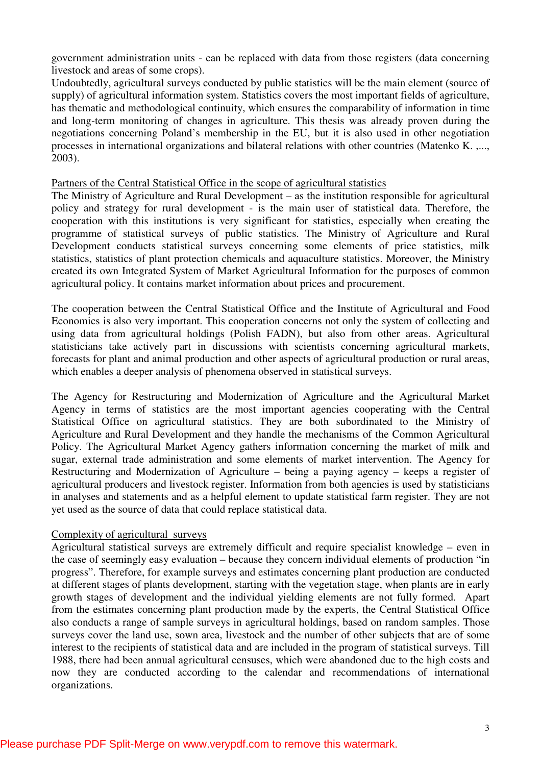government administration units - can be replaced with data from those registers (data concerning livestock and areas of some crops).

Undoubtedly, agricultural surveys conducted by public statistics will be the main element (source of supply) of agricultural information system. Statistics covers the most important fields of agriculture, has thematic and methodological continuity, which ensures the comparability of information in time and long-term monitoring of changes in agriculture. This thesis was already proven during the negotiations concerning Poland's membership in the EU, but it is also used in other negotiation processes in international organizations and bilateral relations with other countries (Matenko K. ,..., 2003).

<u>Partners of the Central Statistical Office in the scope of agricultural statistics</u>

The Ministry of Agriculture and Rural Development – as the institution responsible for agricultural policy and strategy for rural development - is the main user of statistical data. Therefore, the cooperation with this institutions is very significant for statistics, especially when creating the programme of statistical surveys of public statistics. The Ministry of Agriculture and Rural Development conducts statistical surveys concerning some elements of price statistics, milk statistics, statistics of plant protection chemicals and aquaculture statistics. Moreover, the Ministry created its own Integrated System of Market Agricultural Information for the purposes of common agricultural policy. It contains market information about prices and procurement.

The cooperation between the Central Statistical Office and the Institute of Agricultural and Food Economics is also very important. This cooperation concerns not only the system of collecting and using data from agricultural holdings (Polish FADN), but also from other areas. Agricultural statisticians take actively part in discussions with scientists concerning agricultural markets, forecasts for plant and animal production and other aspects of agricultural production or rural areas, which enables a deeper analysis of phenomena observed in statistical surveys.

The Agency for Restructuring and Modernization of Agriculture and the Agricultural Market Agency in terms of statistics are the most important agencies cooperating with the Central Statistical Office on agricultural statistics. They are both subordinated to the Ministry of Agriculture and Rural Development and they handle the mechanisms of the Common Agricultural Policy. The Agricultural Market Agency gathers information concerning the market of milk and sugar, external trade administration and some elements of market intervention. The Agency for Restructuring and Modernization of Agriculture – being a paying agency – keeps a register of agricultural producers and livestock register. Information from both agencies is used by statisticians in analyses and statements and as a helpful element to update statistical farm register. They are not yet used as the source of data that could replace statistical data.

<u>Complexity of agricultural surveys</u>

Agricultural statistical surveys are extremely difficult and require specialist knowledge – even in the case of seemingly easy evaluation – because they concern individual elements of production "in progress". Therefore, for example surveys and estimates concerning plant production are conducted at different stages of plants development, starting with the vegetation stage, when plants are in early growth stages of development and the individual yielding elements are not fully formed. Apart from the estimates concerning plant production made by the experts, the Central Statistical Office also conducts a range of sample surveys in agricultural holdings, based on random samples. Those surveys cover the land use, sown area, livestock and the number of other subjects that are of some interest to the recipients of statistical data and are included in the program of statistical surveys. Till 1988, there had been annual agricultural censuses, which were abandoned due to the high costs and now they are conducted according to the calendar and recommendations of international organizations.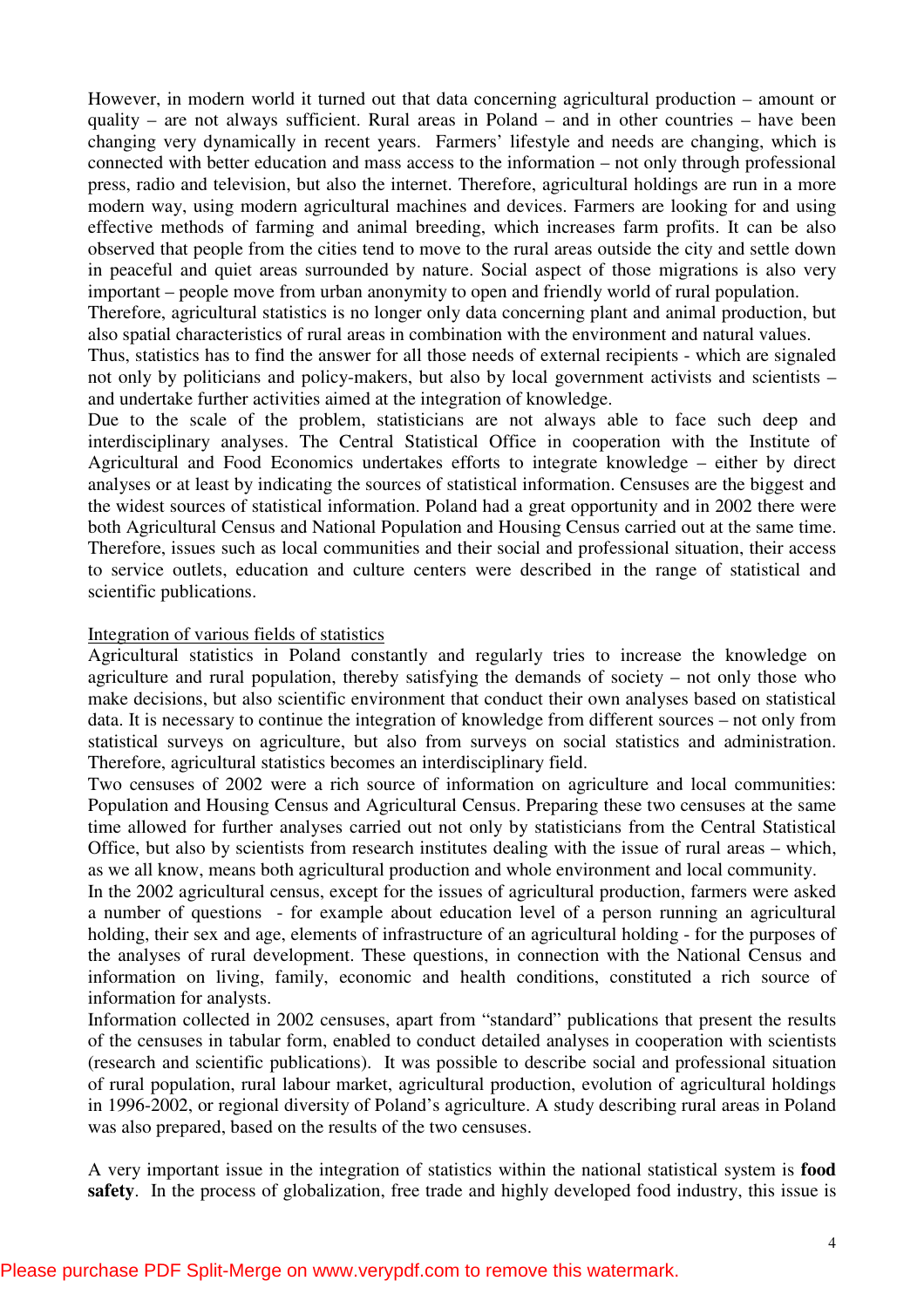However, in modern world it turned out that data concerning agricultural production – amount or quality – are not always sufficient. Rural areas in Poland – and in other countries – have been changing very dynamically in recent years. Farmers' lifestyle and needs are changing, which is connected with better education and mass access to the information – not only through professional press, radio and television, but also the internet. Therefore, agricultural holdings are run in a more modern way, using modern agricultural machines and devices. Farmers are looking for and using effective methods of farming and animal breeding, which increases farm profits. It can be also observed that people from the cities tend to move to the rural areas outside the city and settle down in peaceful and quiet areas surrounded by nature. Social aspect of those migrations is also very important – people move from urban anonymity to open and friendly world of rural population.

Therefore, agricultural statistics is no longer only data concerning plant and animal production, but also spatial characteristics of rural areas in combination with the environment and natural values.

Thus, statistics has to find the answer for all those needs of external recipients - which are signaled not only by politicians and policy-makers, but also by local government activists and scientists – and undertake further activities aimed at the integration of knowledge.

Due to the scale of the problem, statisticians are not always able to face such deep and interdisciplinary analyses. The Central Statistical Office in cooperation with the Institute of Agricultural and Food Economics undertakes efforts to integrate knowledge – either by direct analyses or at least by indicating the sources of statistical information. Censuses are the biggest and the widest sources of statistical information. Poland had a great opportunity and in 2002 there were both Agricultural Census and National Population and Housing Census carried out at the same time. Therefore, issues such as local communities and their social and professional situation, their access to service outlets, education and culture centers were described in the range of statistical and scientific publications.

<u>Integration of various fields of statistics</u>

Agricultural statistics in Poland constantly and regularly tries to increase the knowledge on agriculture and rural population, thereby satisfying the demands of society – not only those who make decisions, but also scientific environment that conduct their own analyses based on statistical data. It is necessary to continue the integration of knowledge from different sources – not only from statistical surveys on agriculture, but also from surveys on social statistics and administration. Therefore, agricultural statistics becomes an interdisciplinary field.

Two censuses of 2002 were a rich source of information on agriculture and local communities: Population and Housing Census and Agricultural Census. Preparing these two censuses at the same time allowed for further analyses carried out not only by statisticians from the Central Statistical Office, but also by scientists from research institutes dealing with the issue of rural areas – which, as we all know, means both agricultural production and whole environment and local community.

In the 2002 agricultural census, except for the issues of agricultural production, farmers were asked a number of questions - for example about education level of a person running an agricultural holding, their sex and age, elements of infrastructure of an agricultural holding - for the purposes of the analyses of rural development. These questions, in connection with the National Census and information on living, family, economic and health conditions, constituted a rich source of information for analysts.

Information collected in 2002 censuses, apart from "standard" publications that present the results of the censuses in tabular form, enabled to conduct detailed analyses in cooperation with scientists (research and scientific publications). It was possible to describe social and professional situation of rural population, rural labour market, agricultural production, evolution of agricultural holdings in 1996-2002, or regional diversity of Poland's agriculture. A study describing rural areas in Poland was also prepared, based on the results of the two censuses.

A very important issue in the integration of statistics within the national statistical system is **food safety**. In the process of globalization, free trade and highly developed food industry, this issue is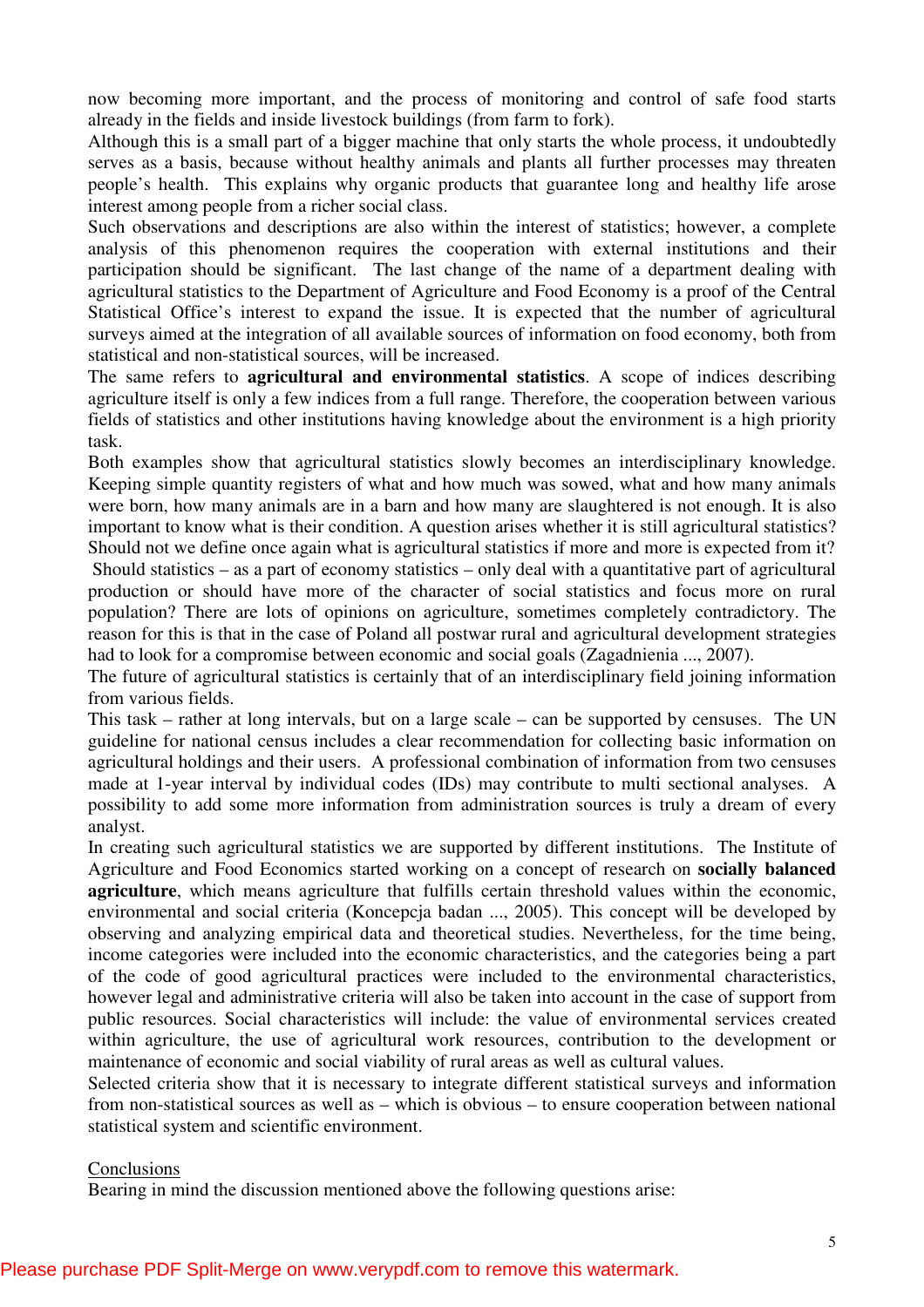now becoming more important, and the process of monitoring and control of safe food starts already in the fields and inside livestock buildings (from farm to fork).

Although this is a small part of a bigger machine that only starts the whole process, it undoubtedly serves as a basis, because without healthy animals and plants all further processes may threaten people's health. This explains why organic products that guarantee long and healthy life arose interest among people from a richer social class.

Such observations and descriptions are also within the interest of statistics; however, a complete analysis of this phenomenon requires the cooperation with external institutions and their participation should be significant. The last change of the name of a department dealing with agricultural statistics to the Department of Agriculture and Food Economy is a proof of the Central Statistical Office's interest to expand the issue. It is expected that the number of agricultural surveys aimed at the integration of all available sources of information on food economy, both from statistical and non-statistical sources, will be increased.

The same refers to **agricultural and environmental statistics**. A scope of indices describing agriculture itself is only a few indices from a full range. Therefore, the cooperation between various fields of statistics and other institutions having knowledge about the environment is a high priority task.

Both examples show that agricultural statistics slowly becomes an interdisciplinary knowledge. Keeping simple quantity registers of what and how much was sowed, what and how many animals were born, how many animals are in a barn and how many are slaughtered is not enough. It is also important to know what is their condition. A question arises whether it is still agricultural statistics? Should not we define once again what is agricultural statistics if more and more is expected from it? Should statistics – as a part of economy statistics – only deal with a quantitative part of agricultural production or should have more of the character of social statistics and focus more on rural population? There are lots of opinions on agriculture, sometimes completely contradictory. The reason for this is that in the case of Poland all postwar rural and agricultural development strategies had to look for a compromise between economic and social goals (Zagadnienia ..., 2007).

The future of agricultural statistics is certainly that of an interdisciplinary field joining information from various fields.

This task – rather at long intervals, but on a large scale – can be supported by censuses. The UN guideline for national census includes a clear recommendation for collecting basic information on agricultural holdings and their users. A professional combination of information from two censuses made at 1-year interval by individual codes (IDs) may contribute to multi sectional analyses. A possibility to add some more information from administration sources is truly a dream of every analyst.

In creating such agricultural statistics we are supported by different institutions. The Institute of Agriculture and Food Economics started working on a concept of research on **socially balanced agriculture**, which means agriculture that fulfills certain threshold values within the economic, environmental and social criteria (Koncepcja badan ..., 2005). This concept will be developed by observing and analyzing empirical data and theoretical studies. Nevertheless, for the time being, income categories were included into the economic characteristics, and the categories being a part of the code of good agricultural practices were included to the environmental characteristics, however legal and administrative criteria will also be taken into account in the case of support from public resources. Social characteristics will include: the value of environmental services created within agriculture, the use of agricultural work resources, contribution to the development or maintenance of economic and social viability of rural areas as well as cultural values.

Selected criteria show that it is necessary to integrate different statistical surveys and information from non-statistical sources as well as – which is obvious – to ensure cooperation between national statistical system and scientific environment.

## Conclusions

Bearing in mind the discussion mentioned above the following questions arise: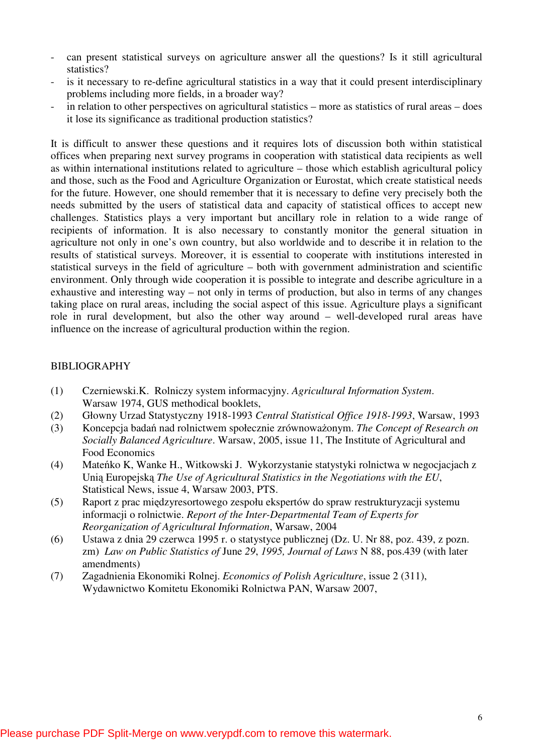- can present statistical surveys on agriculture answer all the questions? Is it still agricultural statistics?
- is it necessary to re-define agricultural statistics in a way that it could present interdisciplinary problems including more fields, in a broader way?
- in relation to other perspectives on agricultural statistics – more as statistics of rural areas – does it lose its significance as traditional production statistics?

It is difficult to answer these questions and it requires lots of discussion both within statistical offices when preparing next survey programs in cooperation with statistical data recipients as well as within international institutions related to agriculture – those which establish agricultural policy and those, such as the Food and Agriculture Organization or Eurostat, which create statistical needs for the future. However, one should remember that it is necessary to define very precisely both the needs submitted by the users of statistical data and capacity of statistical offices to accept new challenges. Statistics plays a very important but ancillary role in relation to a wide range of recipients of information. It is also necessary to constantly monitor the general situation in agriculture not only in one's own country, but also worldwide and to describe it in relation to the results of statistical surveys. Moreover, it is essential to cooperate with institutions interested in statistical surveys in the field of agriculture – both with government administration and scientific environment. Only through wide cooperation it is possible to integrate and describe agriculture in a exhaustive and interesting way – not only in terms of production, but also in terms of any changes taking place on rural areas, including the social aspect of this issue. Agriculture plays a significant role in rural development, but also the other way around – well-developed rural areas have influence on the increase of agricultural production within the region.

BIBLIOGRAPHY

(1) Czerniewski.K. Rolniczy system informacyjny. *Agricultural Information System*. Warsaw 1974, GUS methodical booklets,

(2) Głowny Urzad Statystyczny 1918-1993 *Central Statistical Office 1918-1993*, Warsaw, 1993

(3) Koncepcja badań nad rolnictwem społecznie zrównoważonym. *The Concept of Research on Socially Balanced Agriculture*. Warsaw, 2005, issue 11, The Institute of Agricultural and Food Economics

(4) Mateńko K, Wanke H., Witkowski J. Wykorzystanie statystyki rolnictwa w negocjacjach z Unią Europejską *The Use of Agricultural Statistics in the Negotiations with the EU*, Statistical News, issue 4, Warsaw 2003, PTS.

(5) Raport z prac międzyresortowego zespołu ekspertów do spraw restrukturyzacji systemu informacji o rolnictwie. *Report of the Inter-Departmental Team of Experts for Reorganization of Agricultural Information*, Warsaw, 2004

(6) Ustawa z dnia 29 czerwca 1995 r. o statystyce publicznej (Dz. U. Nr 88, poz. 439, z pozn. zm) *Law on Public Statistics of* June *29*, *1995, Journal of Laws* N 88, pos.439 (with later amendments)

(7) Zagadnienia Ekonomiki Rolnej. *Economics of Polish Agriculture*, issue 2 (311), Wydawnictwo Komitetu Ekonomiki Rolnictwa PAN, Warsaw 2007,